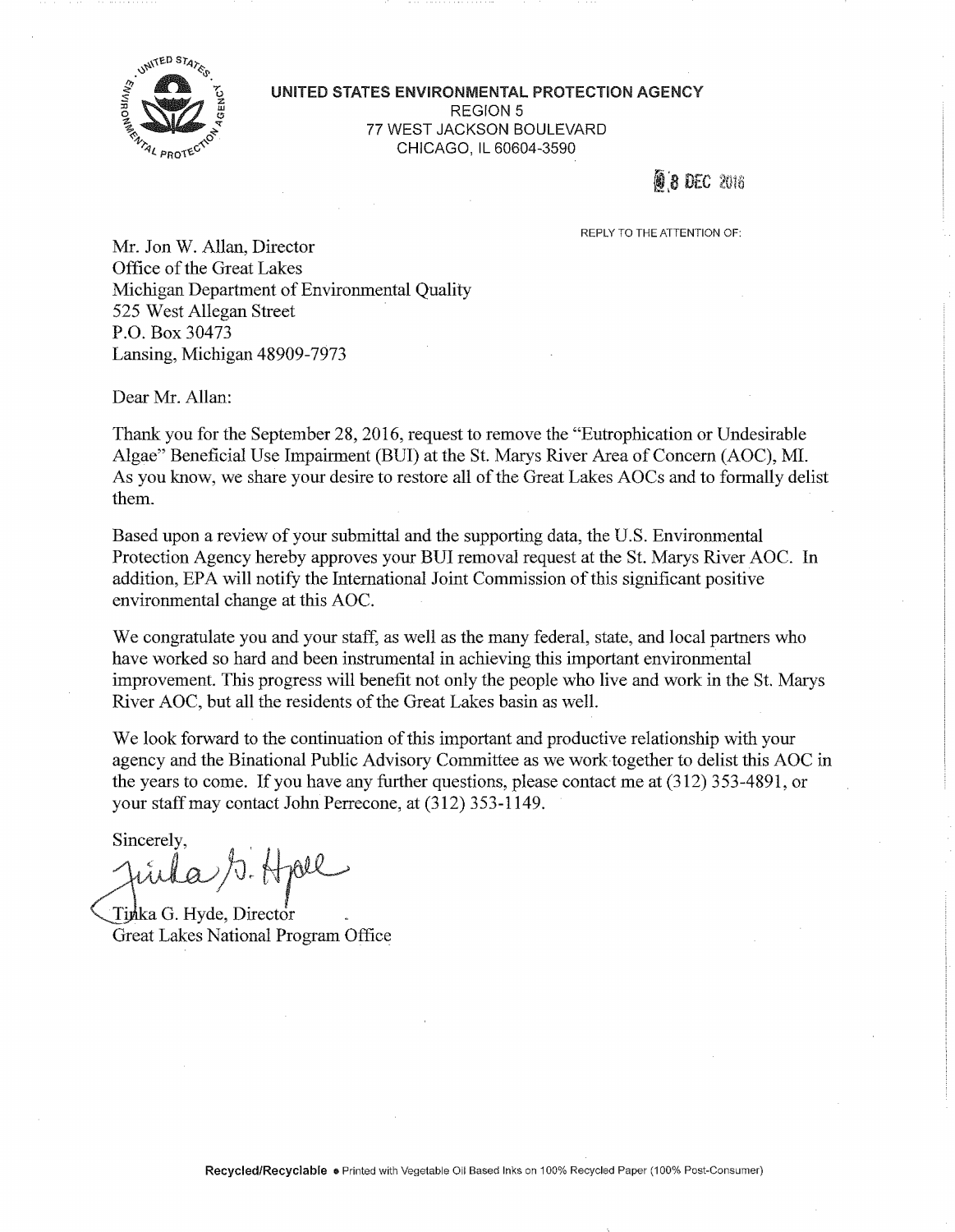**UNITED STATES ENVIRONMENTAL PROTECTION AGENCY**
REGION 5
77 WEST JACKSON BOULEVARD
CHICAGO, IL 60604-3590

08 DEC 2016

REPLY TO THE ATTENTION OF:

Mr. Jon W. Allan, Director
Office of the Great Lakes
Michigan Department of Environmental Quality
525 West Allegan Street
P.O. Box 30473
Lansing, Michigan 48909-7973

Dear Mr. Allan:

Thank you for the September 28, 2016, request to remove the "Eutrophication or Undesirable Algae" Beneficial Use Impairment (BUI) at the St. Marys River Area of Concern (AOC), MI. As you know, we share your desire to restore all of the Great Lakes AOCs and to formally delist them.

Based upon a review of your submittal and the supporting data, the U.S. Environmental Protection Agency hereby approves your BUI removal request at the St. Marys River AOC. In addition, EPA will notify the International Joint Commission of this significant positive environmental change at this AOC.

We congratulate you and your staff, as well as the many federal, state, and local partners who have worked so hard and been instrumental in achieving this important environmental improvement. This progress will benefit not only the people who live and work in the St. Marys River AOC, but all the residents of the Great Lakes basin as well.

We look forward to the continuation of this important and productive relationship with your agency and the Binational Public Advisory Committee as we work together to delist this AOC in the years to come. If you have any further questions, please contact me at (312) 353-4891, or your staff may contact John Perrecone, at (312) 353-1149.

Sincerely,

Tinka G. Hyde, Director
Great Lakes National Program Office

Recycled/Recyclable • Printed with Vegetable Oil Based Inks on 100% Recycled Paper (100% Post-Consumer)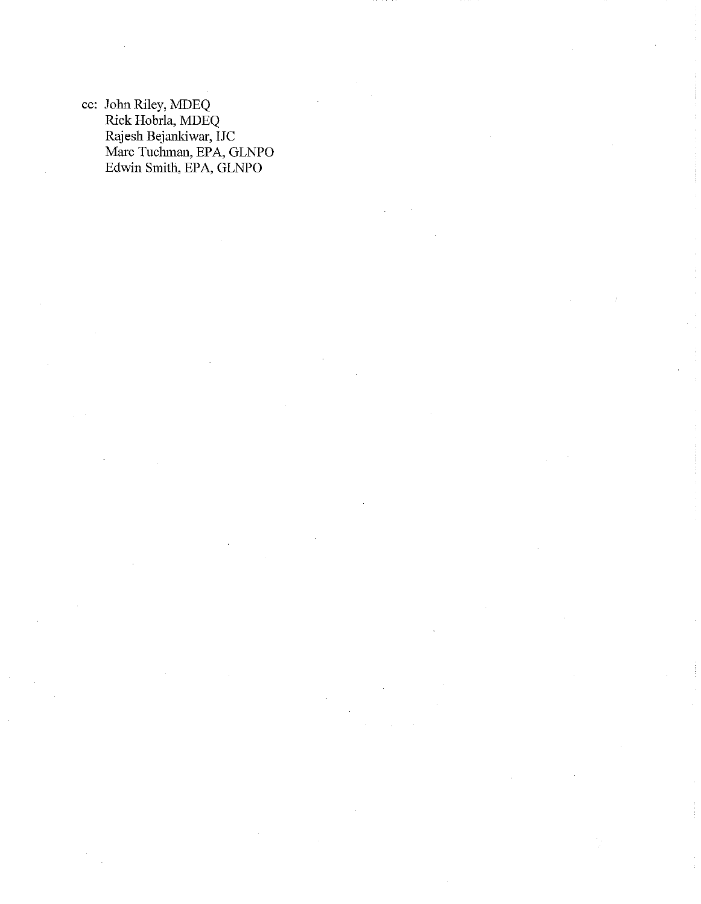cc: John Riley, MDEQ
Rick Hobrla, MDEQ
Rajesh Bejankiwar, IJC
Marc Tuchman, EPA, GLNPO
Edwin Smith, EPA, GLNPO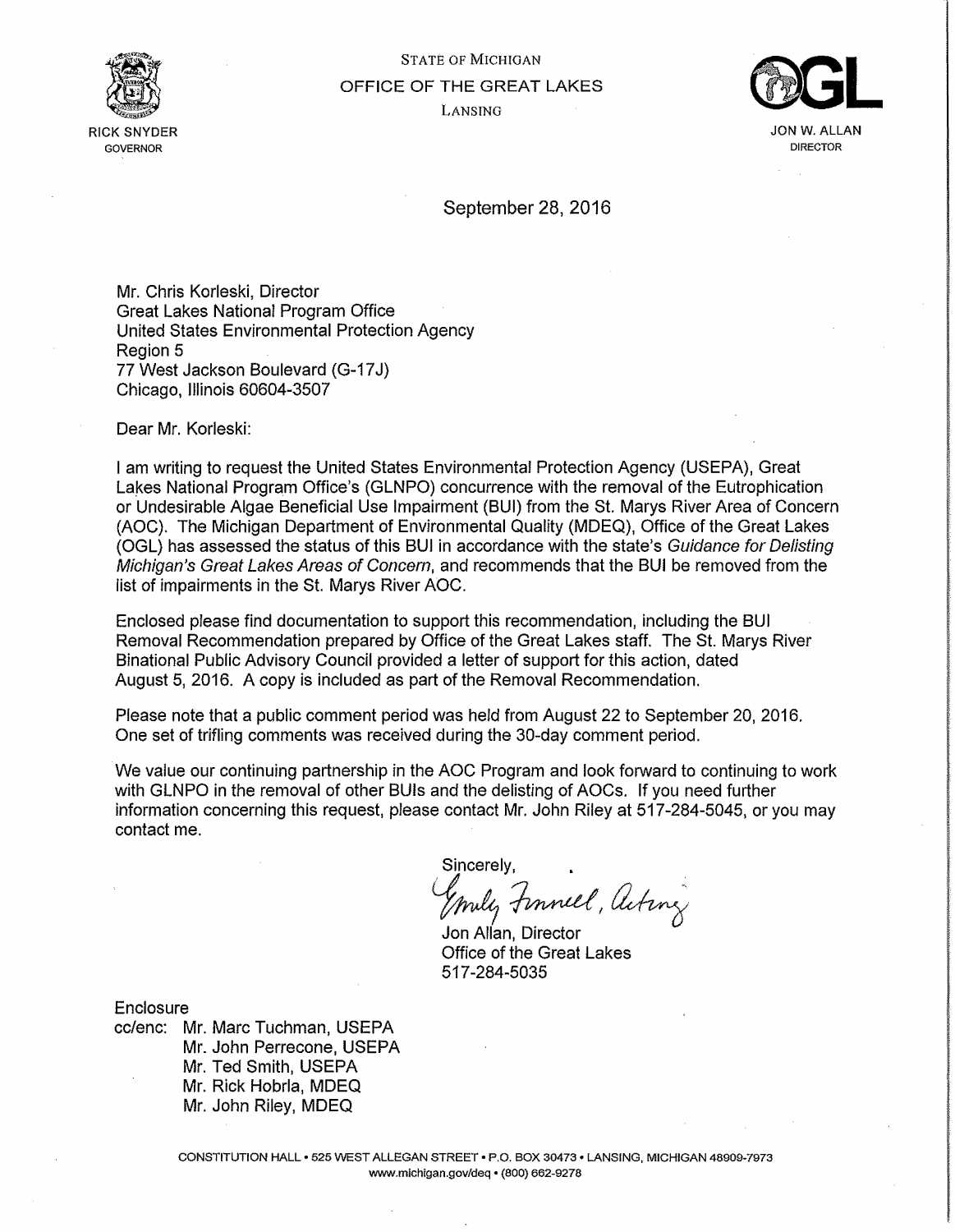STATE OF MICHIGAN

OFFICE OF THE GREAT LAKES

LANSING

RICK SNYDER
GOVERNOR

JON W. ALLAN
DIRECTOR

September 28, 2016

Mr. Chris Korleski, Director
Great Lakes National Program Office
United States Environmental Protection Agency
Region 5
77 West Jackson Boulevard (G-17J)
Chicago, Illinois 60604-3507

Dear Mr. Korleski:

I am writing to request the United States Environmental Protection Agency (USEPA), Great Lakes National Program Office's (GLNPO) concurrence with the removal of the Eutrophication or Undesirable Algae Beneficial Use Impairment (BUI) from the St. Marys River Area of Concern (AOC). The Michigan Department of Environmental Quality (MDEQ), Office of the Great Lakes (OGL) has assessed the status of this BUI in accordance with the state's *Guidance for Delisting Michigan's Great Lakes Areas of Concern*, and recommends that the BUI be removed from the list of impairments in the St. Marys River AOC.

Enclosed please find documentation to support this recommendation, including the BUI Removal Recommendation prepared by Office of the Great Lakes staff. The St. Marys River Binational Public Advisory Council provided a letter of support for this action, dated August 5, 2016. A copy is included as part of the Removal Recommendation.

Please note that a public comment period was held from August 22 to September 20, 2016. One set of trifling comments was received during the 30-day comment period.

We value our continuing partnership in the AOC Program and look forward to continuing to work with GLNPO in the removal of other BUIs and the delisting of AOCs. If you need further information concerning this request, please contact Mr. John Riley at 517-284-5045, or you may contact me.

Sincerely,

Emily Finnell, Acting

Jon Allan, Director
Office of the Great Lakes
517-284-5035

Enclosure
cc/enc: Mr. Marc Tuchman, USEPA
Mr. John Perrecone, USEPA
Mr. Ted Smith, USEPA
Mr. Rick Hobrla, MDEQ
Mr. John Riley, MDEQ

CONSTITUTION HALL • 525 WEST ALLEGAN STREET • P.O. BOX 30473 • LANSING, MICHIGAN 48909-7973
www.michigan.gov/deq • (800) 662-9278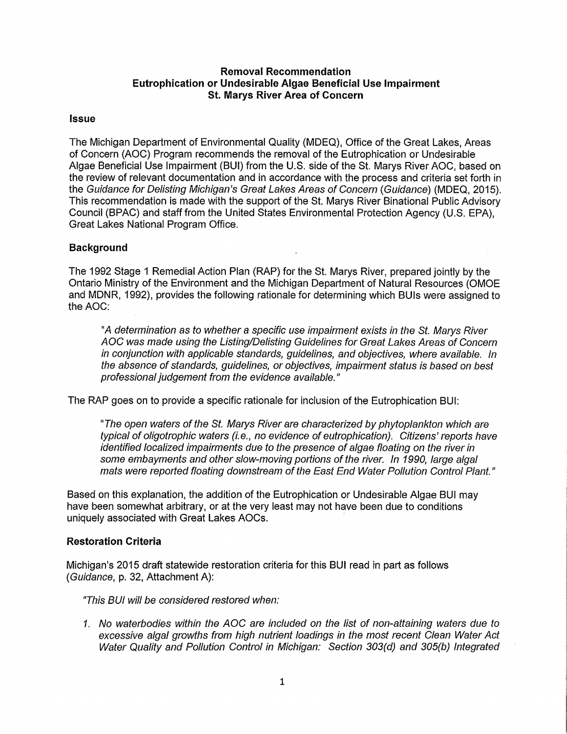**Removal Recommendation**
**Eutrophication or Undesirable Algae Beneficial Use Impairment**
**St. Marys River Area of Concern**

## Issue

The Michigan Department of Environmental Quality (MDEQ), Office of the Great Lakes, Areas of Concern (AOC) Program recommends the removal of the Eutrophication or Undesirable Algae Beneficial Use Impairment (BUI) from the U.S. side of the St. Marys River AOC, based on the review of relevant documentation and in accordance with the process and criteria set forth in the *Guidance for Delisting Michigan's Great Lakes Areas of Concern* (*Guidance*) (MDEQ, 2015). This recommendation is made with the support of the St. Marys River Binational Public Advisory Council (BPAC) and staff from the United States Environmental Protection Agency (U.S. EPA), Great Lakes National Program Office.

## Background

The 1992 Stage 1 Remedial Action Plan (RAP) for the St. Marys River, prepared jointly by the Ontario Ministry of the Environment and the Michigan Department of Natural Resources (OMOE and MDNR, 1992), provides the following rationale for determining which BUIs were assigned to the AOC:

> *"A determination as to whether a specific use impairment exists in the St. Marys River AOC was made using the Listing/Delisting Guidelines for Great Lakes Areas of Concern in conjunction with applicable standards, guidelines, and objectives, where available. In the absence of standards, guidelines, or objectives, impairment status is based on best professional judgement from the evidence available."*

The RAP goes on to provide a specific rationale for inclusion of the Eutrophication BUI:

> *"The open waters of the St. Marys River are characterized by phytoplankton which are typical of oligotrophic waters (i.e., no evidence of eutrophication). Citizens' reports have identified localized impairments due to the presence of algae floating on the river in some embayments and other slow-moving portions of the river. In 1990, large algal mats were reported floating downstream of the East End Water Pollution Control Plant."*

Based on this explanation, the addition of the Eutrophication or Undesirable Algae BUI may have been somewhat arbitrary, or at the very least may not have been due to conditions uniquely associated with Great Lakes AOCs.

## Restoration Criteria

Michigan's 2015 draft statewide restoration criteria for this BUI read in part as follows (*Guidance*, p. 32, Attachment A):

*"This BUI will be considered restored when:*

1. *No waterbodies within the AOC are included on the list of non-attaining waters due to excessive algal growths from high nutrient loadings in the most recent Clean Water Act Water Quality and Pollution Control in Michigan: Section 303(d) and 305(b) Integrated*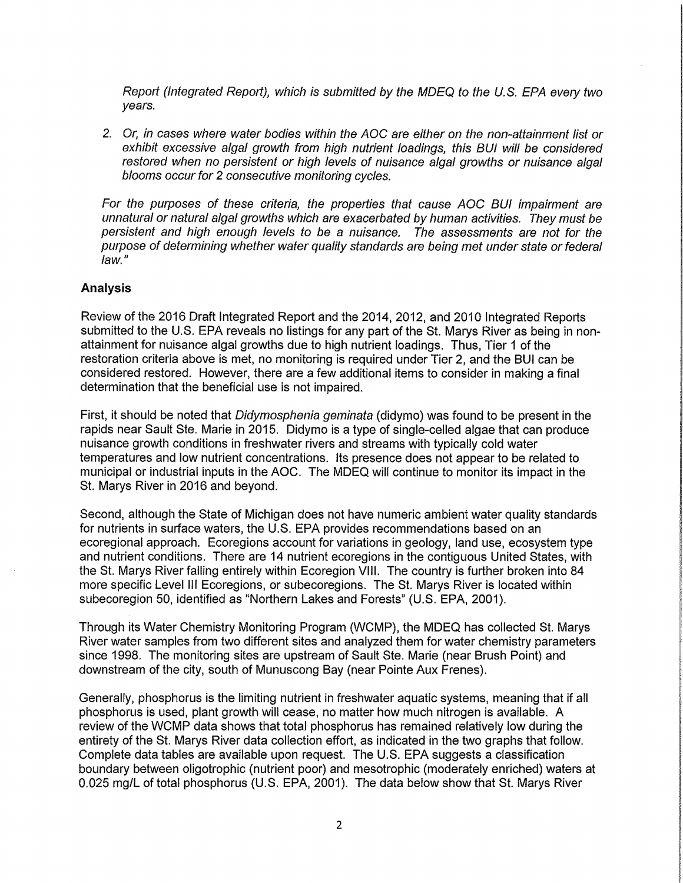*Report (Integrated Report), which is submitted by the MDEQ to the U.S. EPA every two years.*

2. *Or, in cases where water bodies within the AOC are either on the non-attainment list or exhibit excessive algal growth from high nutrient loadings, this BUI will be considered restored when no persistent or high levels of nuisance algal growths or nuisance algal blooms occur for 2 consecutive monitoring cycles.*

*For the purposes of these criteria, the properties that cause AOC BUI impairment are unnatural or natural algal growths which are exacerbated by human activities. They must be persistent and high enough levels to be a nuisance. The assessments are not for the purpose of determining whether water quality standards are being met under state or federal law."*

### Analysis

Review of the 2016 Draft Integrated Report and the 2014, 2012, and 2010 Integrated Reports submitted to the U.S. EPA reveals no listings for any part of the St. Marys River as being in non-attainment for nuisance algal growths due to high nutrient loadings. Thus, Tier 1 of the restoration criteria above is met, no monitoring is required under Tier 2, and the BUI can be considered restored. However, there are a few additional items to consider in making a final determination that the beneficial use is not impaired.

First, it should be noted that *Didymosphenia geminata* (didymo) was found to be present in the rapids near Sault Ste. Marie in 2015. Didymo is a type of single-celled algae that can produce nuisance growth conditions in freshwater rivers and streams with typically cold water temperatures and low nutrient concentrations. Its presence does not appear to be related to municipal or industrial inputs in the AOC. The MDEQ will continue to monitor its impact in the St. Marys River in 2016 and beyond.

Second, although the State of Michigan does not have numeric ambient water quality standards for nutrients in surface waters, the U.S. EPA provides recommendations based on an ecoregional approach. Ecoregions account for variations in geology, land use, ecosystem type and nutrient conditions. There are 14 nutrient ecoregions in the contiguous United States, with the St. Marys River falling entirely within Ecoregion VIII. The country is further broken into 84 more specific Level III Ecoregions, or subecoregions. The St. Marys River is located within subecoregion 50, identified as "Northern Lakes and Forests" (U.S. EPA, 2001).

Through its Water Chemistry Monitoring Program (WCMP), the MDEQ has collected St. Marys River water samples from two different sites and analyzed them for water chemistry parameters since 1998. The monitoring sites are upstream of Sault Ste. Marie (near Brush Point) and downstream of the city, south of Munuscong Bay (near Pointe Aux Frenes).

Generally, phosphorus is the limiting nutrient in freshwater aquatic systems, meaning that if all phosphorus is used, plant growth will cease, no matter how much nitrogen is available. A review of the WCMP data shows that total phosphorus has remained relatively low during the entirety of the St. Marys River data collection effort, as indicated in the two graphs that follow. Complete data tables are available upon request. The U.S. EPA suggests a classification boundary between oligotrophic (nutrient poor) and mesotrophic (moderately enriched) waters at 0.025 mg/L of total phosphorus (U.S. EPA, 2001). The data below show that St. Marys River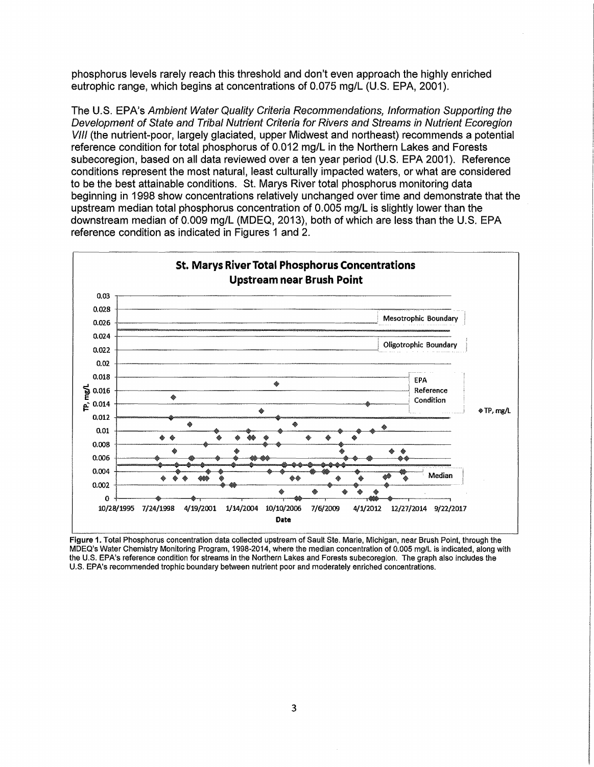phosphorus levels rarely reach this threshold and don't even approach the highly enriched eutrophic range, which begins at concentrations of 0.075 mg/L (U.S. EPA, 2001).

The U.S. EPA's *Ambient Water Quality Criteria Recommendations, Information Supporting the Development of State and Tribal Nutrient Criteria for Rivers and Streams in Nutrient Ecoregion VIII* (the nutrient-poor, largely glaciated, upper Midwest and northeast) recommends a potential reference condition for total phosphorus of 0.012 mg/L in the Northern Lakes and Forests subecoregion, based on all data reviewed over a ten year period (U.S. EPA 2001). Reference conditions represent the most natural, least culturally impacted waters, or what are considered to be the best attainable conditions. St. Marys River total phosphorus monitoring data beginning in 1998 show concentrations relatively unchanged over time and demonstrate that the upstream median total phosphorus concentration of 0.005 mg/L is slightly lower than the downstream median of 0.009 mg/L (MDEQ, 2013), both of which are less than the U.S. EPA reference condition as indicated in Figures 1 and 2.

**Figure 1.** Total Phosphorus concentration data collected upstream of Sault Ste. Marie, Michigan, near Brush Point, through the MDEQ's Water Chemistry Monitoring Program, 1998-2014, where the median concentration of 0.005 mg/L is indicated, along with the U.S. EPA's reference condition for streams in the Northern Lakes and Forests subecoregion. The graph also includes the U.S. EPA's recommended trophic boundary between nutrient poor and moderately enriched concentrations.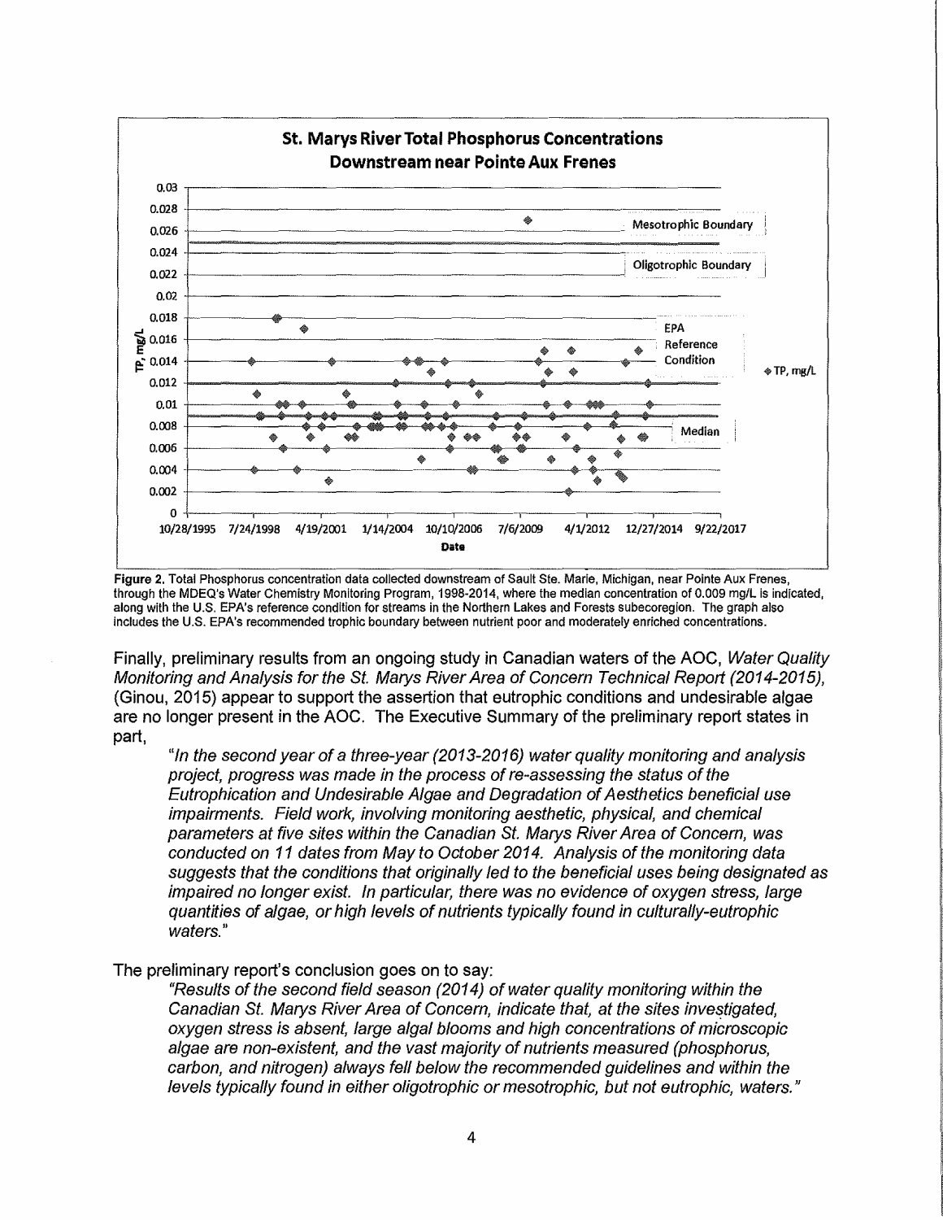Figure 2. Total Phosphorus concentration data collected downstream of Sault Ste. Marie, Michigan, near Pointe Aux Frenes, through the MDEQ's Water Chemistry Monitoring Program, 1998-2014, where the median concentration of 0.009 mg/L is indicated, along with the U.S. EPA's reference condition for streams in the Northern Lakes and Forests subecoregion. The graph also includes the U.S. EPA's recommended trophic boundary between nutrient poor and moderately enriched concentrations.

Finally, preliminary results from an ongoing study in Canadian waters of the AOC, *Water Quality Monitoring and Analysis for the St. Marys River Area of Concern Technical Report (2014-2015)*, (Ginou, 2015) appear to support the assertion that eutrophic conditions and undesirable algae are no longer present in the AOC. The Executive Summary of the preliminary report states in part,

> *"In the second year of a three-year (2013-2016) water quality monitoring and analysis project, progress was made in the process of re-assessing the status of the Eutrophication and Undesirable Algae and Degradation of Aesthetics beneficial use impairments. Field work, involving monitoring aesthetic, physical, and chemical parameters at five sites within the Canadian St. Marys River Area of Concern, was conducted on 11 dates from May to October 2014. Analysis of the monitoring data suggests that the conditions that originally led to the beneficial uses being designated as impaired no longer exist. In particular, there was no evidence of oxygen stress, large quantities of algae, or high levels of nutrients typically found in culturally-eutrophic waters."*

The preliminary report's conclusion goes on to say:

> *"Results of the second field season (2014) of water quality monitoring within the Canadian St. Marys River Area of Concern, indicate that, at the sites investigated, oxygen stress is absent, large algal blooms and high concentrations of microscopic algae are non-existent, and the vast majority of nutrients measured (phosphorus, carbon, and nitrogen) always fell below the recommended guidelines and within the levels typically found in either oligotrophic or mesotrophic, but not eutrophic, waters."*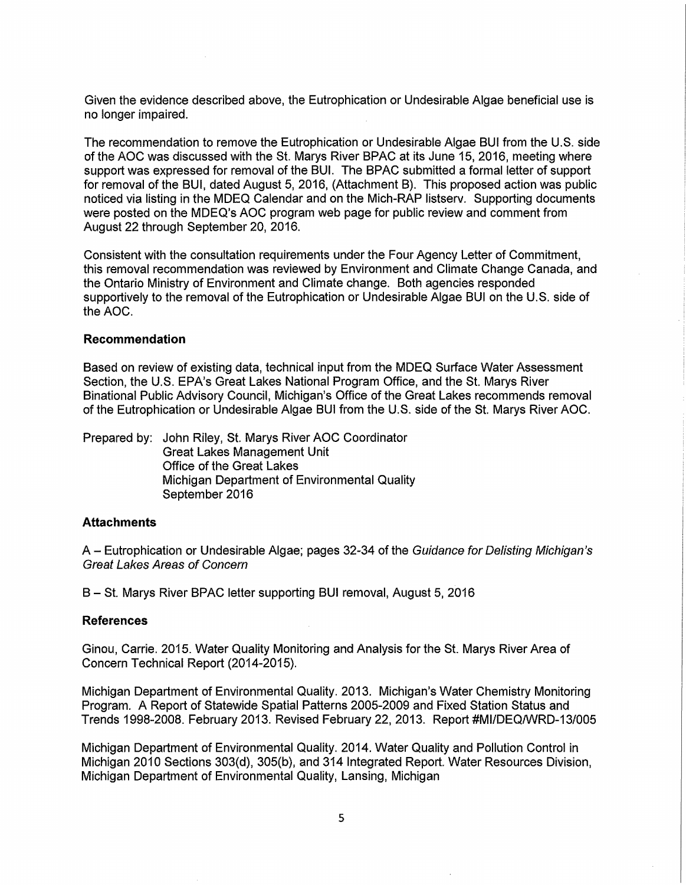Given the evidence described above, the Eutrophication or Undesirable Algae beneficial use is no longer impaired.

The recommendation to remove the Eutrophication or Undesirable Algae BUI from the U.S. side of the AOC was discussed with the St. Marys River BPAC at its June 15, 2016, meeting where support was expressed for removal of the BUI. The BPAC submitted a formal letter of support for removal of the BUI, dated August 5, 2016, (Attachment B). This proposed action was public noticed via listing in the MDEQ Calendar and on the Mich-RAP listserv. Supporting documents were posted on the MDEQ's AOC program web page for public review and comment from August 22 through September 20, 2016.

Consistent with the consultation requirements under the Four Agency Letter of Commitment, this removal recommendation was reviewed by Environment and Climate Change Canada, and the Ontario Ministry of Environment and Climate change. Both agencies responded supportively to the removal of the Eutrophication or Undesirable Algae BUI on the U.S. side of the AOC.

### Recommendation

Based on review of existing data, technical input from the MDEQ Surface Water Assessment Section, the U.S. EPA's Great Lakes National Program Office, and the St. Marys River Binational Public Advisory Council, Michigan's Office of the Great Lakes recommends removal of the Eutrophication or Undesirable Algae BUI from the U.S. side of the St. Marys River AOC.

Prepared by: John Riley, St. Marys River AOC Coordinator
Great Lakes Management Unit
Office of the Great Lakes
Michigan Department of Environmental Quality
September 2016

### Attachments

A – Eutrophication or Undesirable Algae; pages 32-34 of the *Guidance for Delisting Michigan's Great Lakes Areas of Concern*

B – St. Marys River BPAC letter supporting BUI removal, August 5, 2016

### References

Ginou, Carrie. 2015. Water Quality Monitoring and Analysis for the St. Marys River Area of Concern Technical Report (2014-2015).

Michigan Department of Environmental Quality. 2013. Michigan's Water Chemistry Monitoring Program. A Report of Statewide Spatial Patterns 2005-2009 and Fixed Station Status and Trends 1998-2008. February 2013. Revised February 22, 2013. Report #MI/DEQ/WRD-13/005

Michigan Department of Environmental Quality. 2014. Water Quality and Pollution Control in Michigan 2010 Sections 303(d), 305(b), and 314 Integrated Report. Water Resources Division, Michigan Department of Environmental Quality, Lansing, Michigan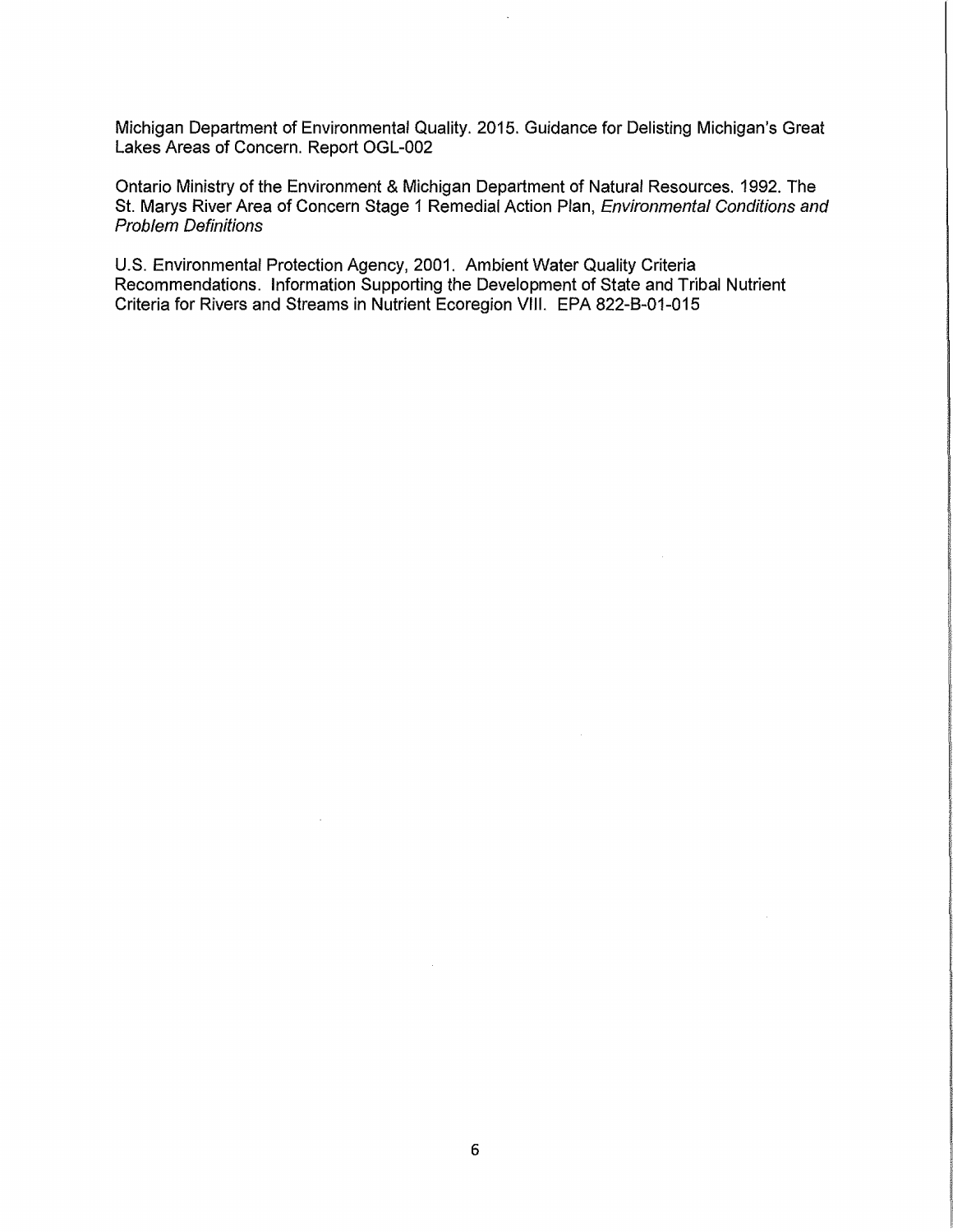Michigan Department of Environmental Quality. 2015. Guidance for Delisting Michigan's Great Lakes Areas of Concern. Report OGL-002

Ontario Ministry of the Environment & Michigan Department of Natural Resources. 1992. The St. Marys River Area of Concern Stage 1 Remedial Action Plan, *Environmental Conditions and Problem Definitions*

U.S. Environmental Protection Agency, 2001. Ambient Water Quality Criteria Recommendations. Information Supporting the Development of State and Tribal Nutrient Criteria for Rivers and Streams in Nutrient Ecoregion VIII. EPA 822-B-01-015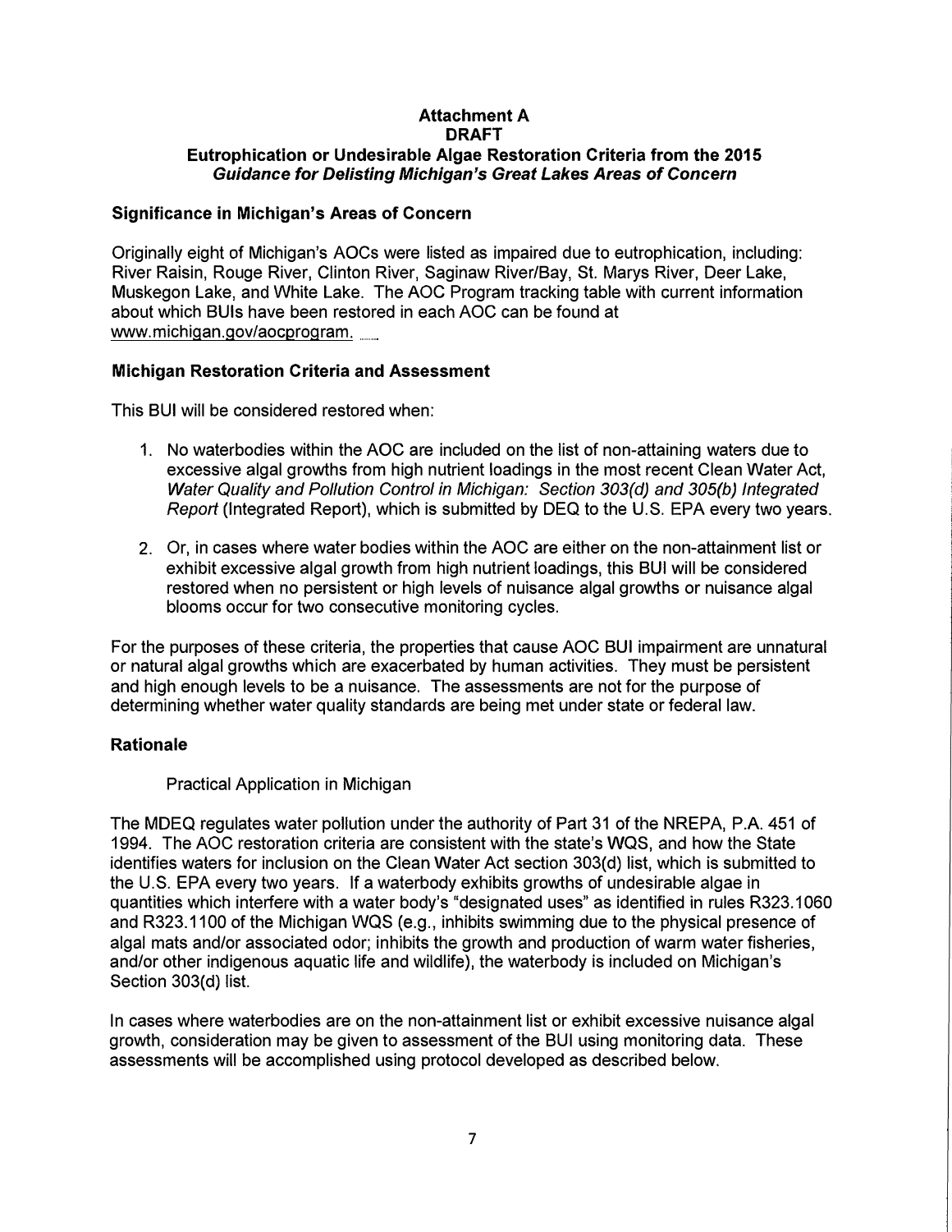**Attachment A**
**DRAFT**
**Eutrophication or Undesirable Algae Restoration Criteria from the 2015** ***Guidance for Delisting Michigan's Great Lakes Areas of Concern***

**Significance in Michigan's Areas of Concern**

Originally eight of Michigan's AOCs were listed as impaired due to eutrophication, including: River Raisin, Rouge River, Clinton River, Saginaw River/Bay, St. Marys River, Deer Lake, Muskegon Lake, and White Lake. The AOC Program tracking table with current information about which BUIs have been restored in each AOC can be found at www.michigan.gov/aocprogram.

**Michigan Restoration Criteria and Assessment**

This BUI will be considered restored when:

1. No waterbodies within the AOC are included on the list of non-attaining waters due to excessive algal growths from high nutrient loadings in the most recent Clean Water Act, *Water Quality and Pollution Control in Michigan: Section 303(d) and 305(b) Integrated Report* (Integrated Report), which is submitted by DEQ to the U.S. EPA every two years.

2. Or, in cases where water bodies within the AOC are either on the non-attainment list or exhibit excessive algal growth from high nutrient loadings, this BUI will be considered restored when no persistent or high levels of nuisance algal growths or nuisance algal blooms occur for two consecutive monitoring cycles.

For the purposes of these criteria, the properties that cause AOC BUI impairment are unnatural or natural algal growths which are exacerbated by human activities. They must be persistent and high enough levels to be a nuisance. The assessments are not for the purpose of determining whether water quality standards are being met under state or federal law.

**Rationale**

Practical Application in Michigan

The MDEQ regulates water pollution under the authority of Part 31 of the NREPA, P.A. 451 of 1994. The AOC restoration criteria are consistent with the state's WQS, and how the State identifies waters for inclusion on the Clean Water Act section 303(d) list, which is submitted to the U.S. EPA every two years. If a waterbody exhibits growths of undesirable algae in quantities which interfere with a water body's "designated uses" as identified in rules R323.1060 and R323.1100 of the Michigan WQS (e.g., inhibits swimming due to the physical presence of algal mats and/or associated odor; inhibits the growth and production of warm water fisheries, and/or other indigenous aquatic life and wildlife), the waterbody is included on Michigan's Section 303(d) list.

In cases where waterbodies are on the non-attainment list or exhibit excessive nuisance algal growth, consideration may be given to assessment of the BUI using monitoring data. These assessments will be accomplished using protocol developed as described below.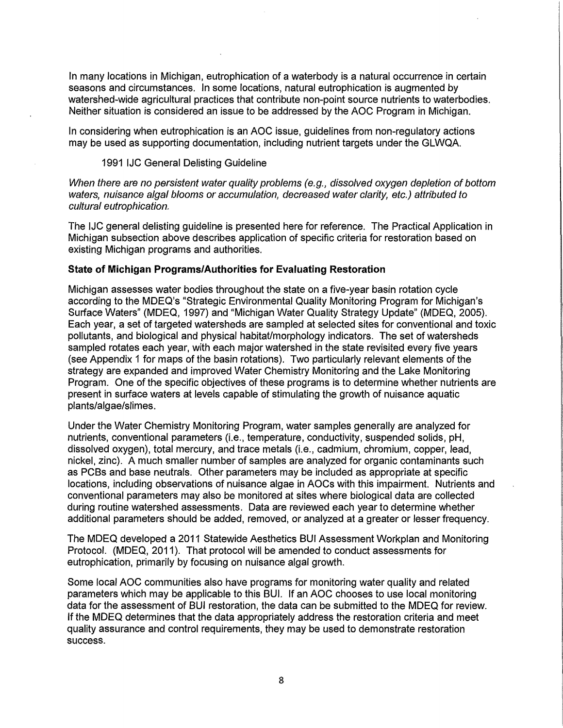In many locations in Michigan, eutrophication of a waterbody is a natural occurrence in certain seasons and circumstances. In some locations, natural eutrophication is augmented by watershed-wide agricultural practices that contribute non-point source nutrients to waterbodies. Neither situation is considered an issue to be addressed by the AOC Program in Michigan.

In considering when eutrophication is an AOC issue, guidelines from non-regulatory actions may be used as supporting documentation, including nutrient targets under the GLWQA.

1991 IJC General Delisting Guideline

*When there are no persistent water quality problems (e.g., dissolved oxygen depletion of bottom waters, nuisance algal blooms or accumulation, decreased water clarity, etc.) attributed to cultural eutrophication.*

The IJC general delisting guideline is presented here for reference. The Practical Application in Michigan subsection above describes application of specific criteria for restoration based on existing Michigan programs and authorities.

**State of Michigan Programs/Authorities for Evaluating Restoration**

Michigan assesses water bodies throughout the state on a five-year basin rotation cycle according to the MDEQ's "Strategic Environmental Quality Monitoring Program for Michigan's Surface Waters" (MDEQ, 1997) and "Michigan Water Quality Strategy Update" (MDEQ, 2005). Each year, a set of targeted watersheds are sampled at selected sites for conventional and toxic pollutants, and biological and physical habitat/morphology indicators. The set of watersheds sampled rotates each year, with each major watershed in the state revisited every five years (see Appendix 1 for maps of the basin rotations). Two particularly relevant elements of the strategy are expanded and improved Water Chemistry Monitoring and the Lake Monitoring Program. One of the specific objectives of these programs is to determine whether nutrients are present in surface waters at levels capable of stimulating the growth of nuisance aquatic plants/algae/slimes.

Under the Water Chemistry Monitoring Program, water samples generally are analyzed for nutrients, conventional parameters (i.e., temperature, conductivity, suspended solids, pH, dissolved oxygen), total mercury, and trace metals (i.e., cadmium, chromium, copper, lead, nickel, zinc). A much smaller number of samples are analyzed for organic contaminants such as PCBs and base neutrals. Other parameters may be included as appropriate at specific locations, including observations of nuisance algae in AOCs with this impairment. Nutrients and conventional parameters may also be monitored at sites where biological data are collected during routine watershed assessments. Data are reviewed each year to determine whether additional parameters should be added, removed, or analyzed at a greater or lesser frequency.

The MDEQ developed a 2011 Statewide Aesthetics BUI Assessment Workplan and Monitoring Protocol. (MDEQ, 2011). That protocol will be amended to conduct assessments for eutrophication, primarily by focusing on nuisance algal growth.

Some local AOC communities also have programs for monitoring water quality and related parameters which may be applicable to this BUI. If an AOC chooses to use local monitoring data for the assessment of BUI restoration, the data can be submitted to the MDEQ for review. If the MDEQ determines that the data appropriately address the restoration criteria and meet quality assurance and control requirements, they may be used to demonstrate restoration success.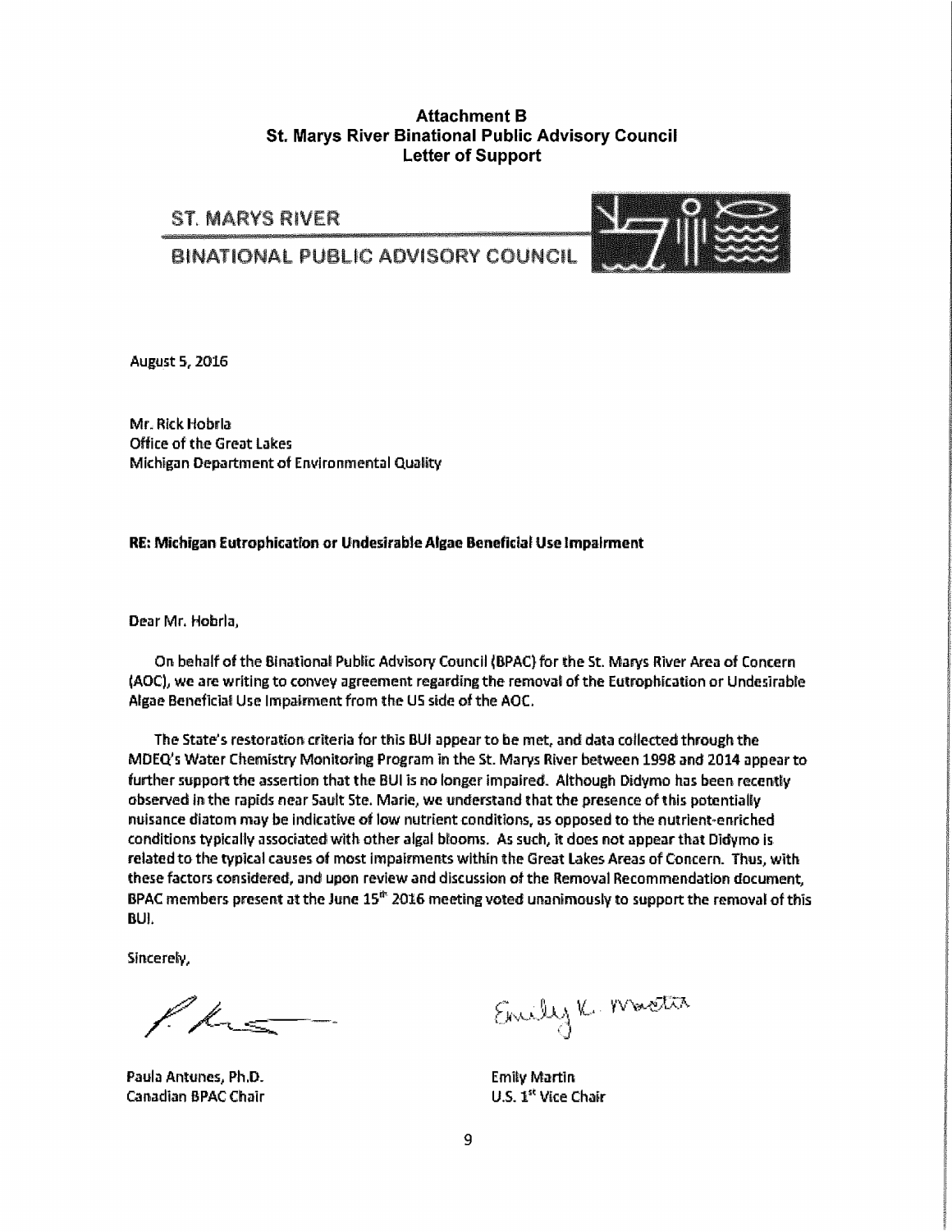**Attachment B**
**St. Marys River Binational Public Advisory Council**
**Letter of Support**

ST. MARYS RIVER

BINATIONAL PUBLIC ADVISORY COUNCIL

August 5, 2016

Mr. Rick Hobrla
Office of the Great Lakes
Michigan Department of Environmental Quality

**RE: Michigan Eutrophication or Undesirable Algae Beneficial Use Impairment**

Dear Mr. Hobrla,

On behalf of the Binational Public Advisory Council (BPAC) for the St. Marys River Area of Concern (AOC), we are writing to convey agreement regarding the removal of the Eutrophication or Undesirable Algae Beneficial Use Impairment from the US side of the AOC.

The State's restoration criteria for this BUI appear to be met, and data collected through the MDEQ's Water Chemistry Monitoring Program in the St. Marys River between 1998 and 2014 appear to further support the assertion that the BUI is no longer impaired. Although Didymo has been recently observed in the rapids near Sault Ste. Marie, we understand that the presence of this potentially nuisance diatom may be indicative of low nutrient conditions, as opposed to the nutrient-enriched conditions typically associated with other algal blooms. As such, it does not appear that Didymo is related to the typical causes of most impairments within the Great Lakes Areas of Concern. Thus, with these factors considered, and upon review and discussion of the Removal Recommendation document, BPAC members present at the June 15th 2016 meeting voted unanimously to support the removal of this BUI.

Sincerely,

Paula Antunes, Ph.D.
Canadian BPAC Chair

Emily Martin
U.S. 1st Vice Chair